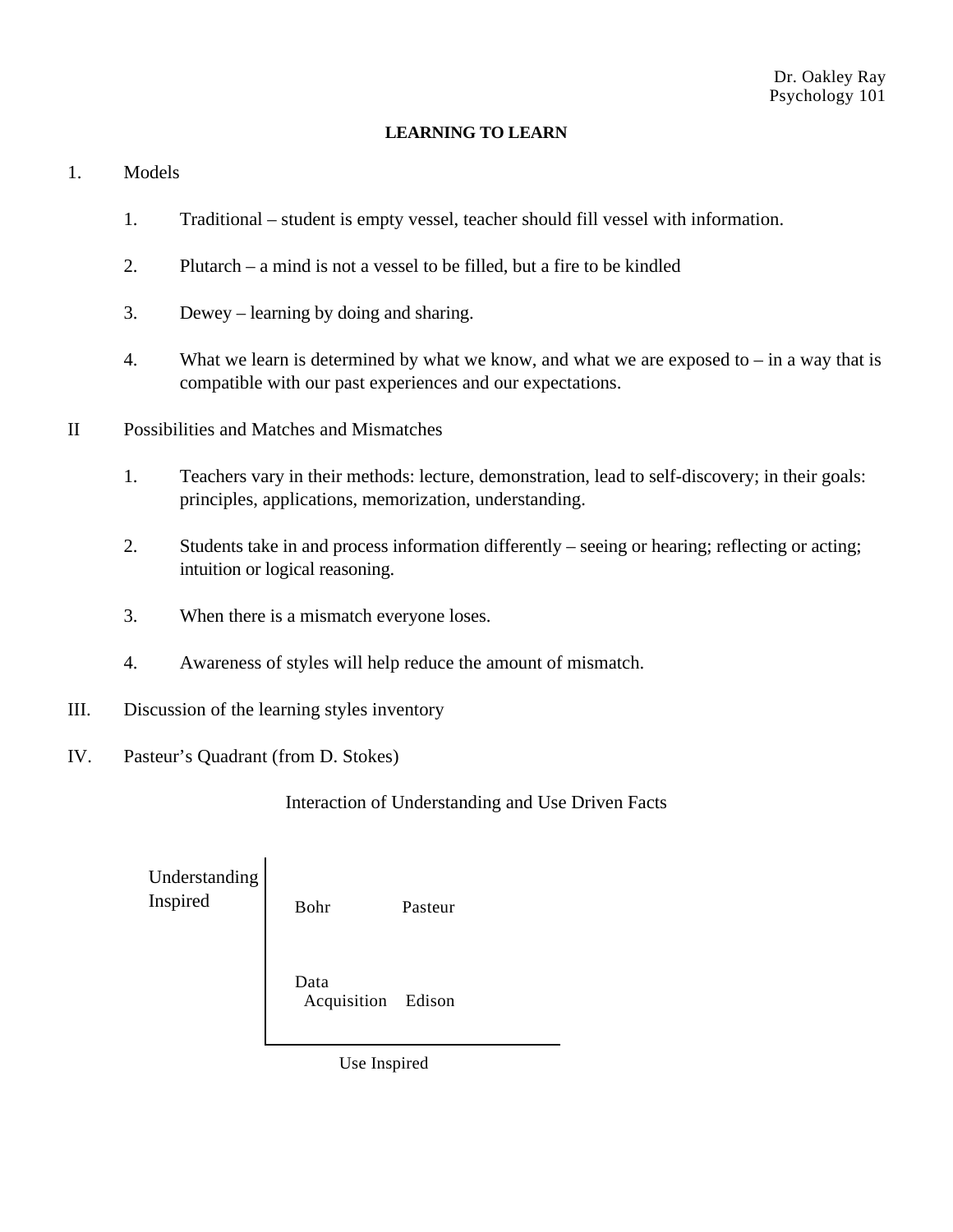Dr. Oakley Ray
Psychology 101

# LEARNING TO LEARN

1. Models

   1. Traditional – student is empty vessel, teacher should fill vessel with information.

   2. Plutarch – a mind is not a vessel to be filled, but a fire to be kindled

   3. Dewey – learning by doing and sharing.

   4. What we learn is determined by what we know, and what we are exposed to – in a way that is compatible with our past experiences and our expectations.

II Possibilities and Matches and Mismatches

   1. Teachers vary in their methods: lecture, demonstration, lead to self-discovery; in their goals: principles, applications, memorization, understanding.

   2. Students take in and process information differently – seeing or hearing; reflecting or acting; intuition or logical reasoning.

   3. When there is a mismatch everyone loses.

   4. Awareness of styles will help reduce the amount of mismatch.

III. Discussion of the learning styles inventory

IV. Pasteur's Quadrant (from D. Stokes)

Interaction of Understanding and Use Driven Facts

| Understanding Inspired | | |
|---|---|---|
| | Bohr | Pasteur |
| | Data Acquisition | Edison |
| | Use Inspired | |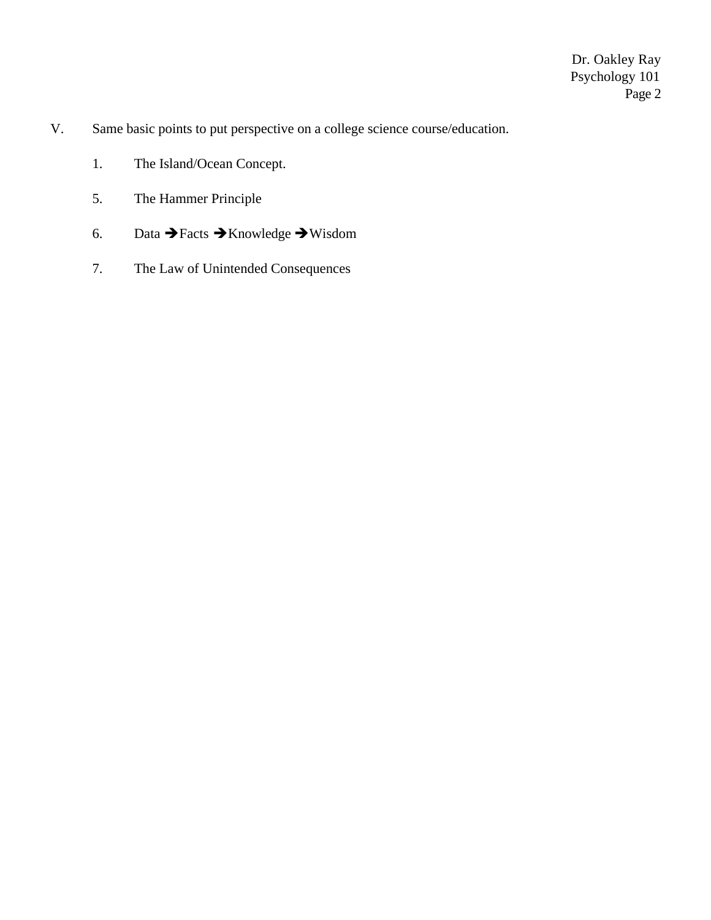V. Same basic points to put perspective on a college science course/education.

1. The Island/Ocean Concept.

5. The Hammer Principle

6. Data ➔Facts ➔Knowledge ➔Wisdom

7. The Law of Unintended Consequences